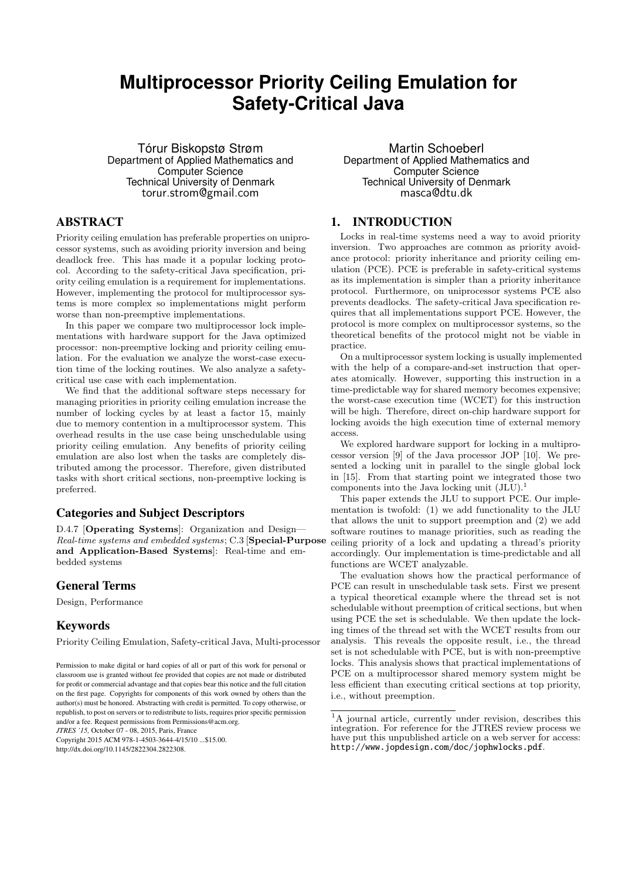# Multiprocessor Priority Ceiling Emulation for Safety-Critical Java

Tórur Biskopstø Strøm
Department of Applied Mathematics and Computer Science
Technical University of Denmark
torur.strom@gmail.com

Martin Schoeberl
Department of Applied Mathematics and Computer Science
Technical University of Denmark
masca@dtu.dk

## ABSTRACT

Priority ceiling emulation has preferable properties on uniprocessor systems, such as avoiding priority inversion and being deadlock free. This has made it a popular locking protocol. According to the safety-critical Java specification, priority ceiling emulation is a requirement for implementations. However, implementing the protocol for multiprocessor systems is more complex so implementations might perform worse than non-preemptive implementations.

In this paper we compare two multiprocessor lock implementations with hardware support for the Java optimized processor: non-preemptive locking and priority ceiling emulation. For the evaluation we analyze the worst-case execution time of the locking routines. We also analyze a safety-critical use case with each implementation.

We find that the additional software steps necessary for managing priorities in priority ceiling emulation increase the number of locking cycles by at least a factor 15, mainly due to memory contention in a multiprocessor system. This overhead results in the use case being unschedulable using priority ceiling emulation. Any benefits of priority ceiling emulation are also lost when the tasks are completely distributed among the processor. Therefore, given distributed tasks with short critical sections, non-preemptive locking is preferred.

### Categories and Subject Descriptors

D.4.7 [**Operating Systems**]: Organization and Design—*Real-time systems and embedded systems*; C.3 [**Special-Purpose and Application-Based Systems**]: Real-time and embedded systems

### General Terms

Design, Performance

### Keywords

Priority Ceiling Emulation, Safety-critical Java, Multi-processor

Permission to make digital or hard copies of all or part of this work for personal or classroom use is granted without fee provided that copies are not made or distributed for profit or commercial advantage and that copies bear this notice and the full citation on the first page. Copyrights for components of this work owned by others than the author(s) must be honored. Abstracting with credit is permitted. To copy otherwise, or republish, to post on servers or to redistribute to lists, requires prior specific permission and/or a fee. Request permissions from Permissions@acm.org.
*JTRES '15,* October 07 - 08, 2015, Paris, France
Copyright 2015 ACM 978-1-4503-3644-4/15/10 ...$15.00.
http://dx.doi.org/10.1145/2822304.2822308.

## 1. INTRODUCTION

Locks in real-time systems need a way to avoid priority inversion. Two approaches are common as priority avoidance protocol: priority inheritance and priority ceiling emulation (PCE). PCE is preferable in safety-critical systems as its implementation is simpler than a priority inheritance protocol. Furthermore, on uniprocessor systems PCE also prevents deadlocks. The safety-critical Java specification requires that all implementations support PCE. However, the protocol is more complex on multiprocessor systems, so the theoretical benefits of the protocol might not be viable in practice.

On a multiprocessor system locking is usually implemented with the help of a compare-and-set instruction that operates atomically. However, supporting this instruction in a time-predictable way for shared memory becomes expensive; the worst-case execution time (WCET) for this instruction will be high. Therefore, direct on-chip hardware support for locking avoids the high execution time of external memory access.

We explored hardware support for locking in a multiprocessor version [9] of the Java processor JOP [10]. We presented a locking unit in parallel to the single global lock in [15]. From that starting point we integrated those two components into the Java locking unit (JLU).[1]

This paper extends the JLU to support PCE. Our implementation is twofold: (1) we add functionality to the JLU that allows the unit to support preemption and (2) we add software routines to manage priorities, such as reading the ceiling priority of a lock and updating a thread's priority accordingly. Our implementation is time-predictable and all functions are WCET analyzable.

The evaluation shows how the practical performance of PCE can result in unschedulable task sets. First we present a typical theoretical example where the thread set is not schedulable without preemption of critical sections, but when using PCE the set is schedulable. We then update the locking times of the thread set with the WCET results from our analysis. This reveals the opposite result, i.e., the thread set is not schedulable with PCE, but is with non-preemptive locks. This analysis shows that practical implementations of PCE on a multiprocessor shared memory system might be less efficient than executing critical sections at top priority, i.e., without preemption.

[1]A journal article, currently under revision, describes this integration. For reference for the JTRES review process we have put this unpublished article on a web server for access: http://www.jopdesign.com/doc/jophwlocks.pdf.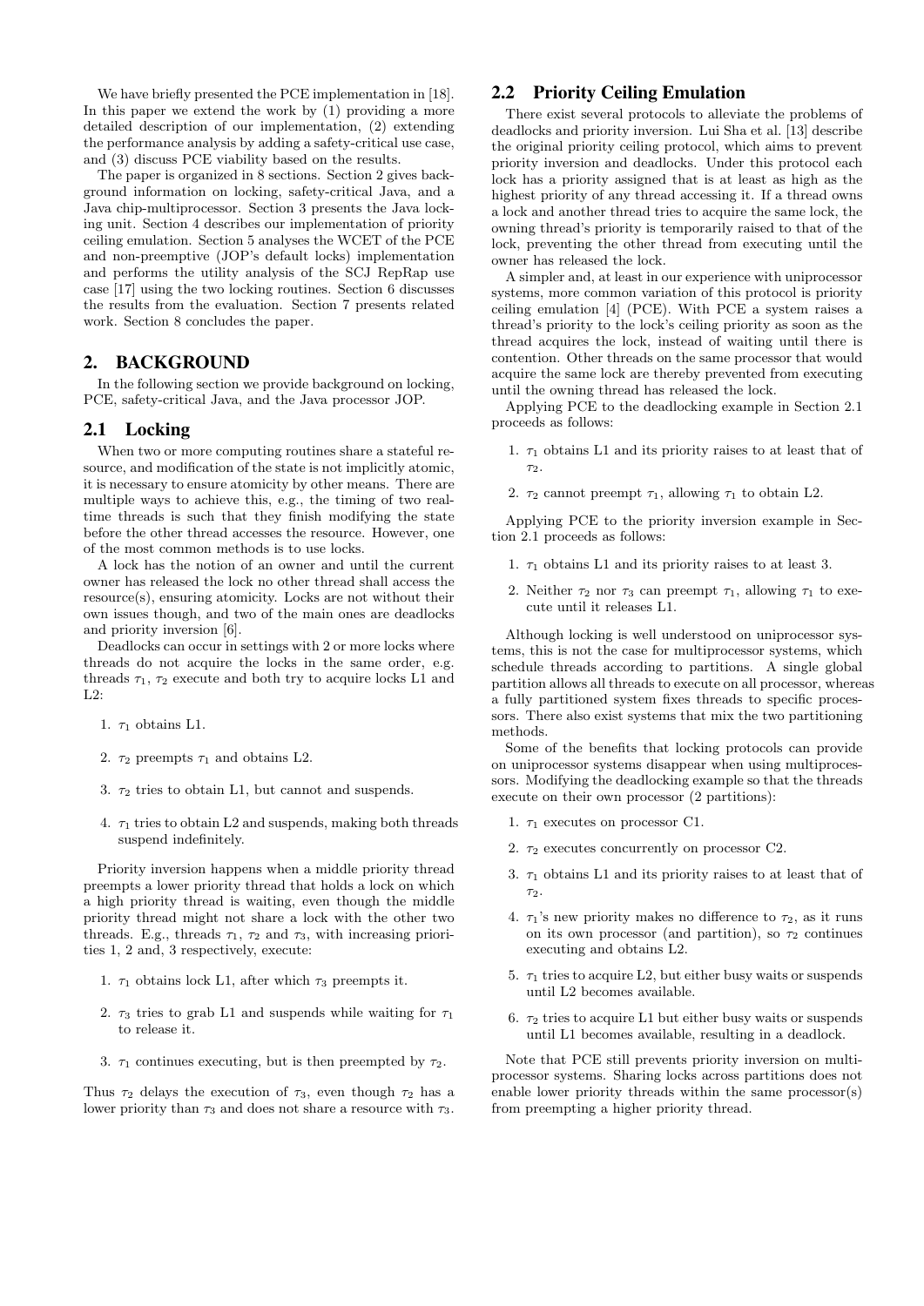We have briefly presented the PCE implementation in [18]. In this paper we extend the work by (1) providing a more detailed description of our implementation, (2) extending the performance analysis by adding a safety-critical use case, and (3) discuss PCE viability based on the results.

The paper is organized in 8 sections. Section 2 gives background information on locking, safety-critical Java, and a Java chip-multiprocessor. Section 3 presents the Java locking unit. Section 4 describes our implementation of priority ceiling emulation. Section 5 analyses the WCET of the PCE and non-preemptive (JOP's default locks) implementation and performs the utility analysis of the SCJ RepRap use case [17] using the two locking routines. Section 6 discusses the results from the evaluation. Section 7 presents related work. Section 8 concludes the paper.

## 2. BACKGROUND

In the following section we provide background on locking, PCE, safety-critical Java, and the Java processor JOP.

### 2.1 Locking

When two or more computing routines share a stateful resource, and modification of the state is not implicitly atomic, it is necessary to ensure atomicity by other means. There are multiple ways to achieve this, e.g., the timing of two real-time threads is such that they finish modifying the state before the other thread accesses the resource. However, one of the most common methods is to use locks.

A lock has the notion of an owner and until the current owner has released the lock no other thread shall access the resource(s), ensuring atomicity. Locks are not without their own issues though, and two of the main ones are deadlocks and priority inversion [6].

Deadlocks can occur in settings with 2 or more locks where threads do not acquire the locks in the same order, e.g. threads $\tau_1$, $\tau_2$ execute and both try to acquire locks L1 and L2:

1. $\tau_1$ obtains L1.
2. $\tau_2$ preempts $\tau_1$ and obtains L2.
3. $\tau_2$ tries to obtain L1, but cannot and suspends.
4. $\tau_1$ tries to obtain L2 and suspends, making both threads suspend indefinitely.

Priority inversion happens when a middle priority thread preempts a lower priority thread that holds a lock on which a high priority thread is waiting, even though the middle priority thread might not share a lock with the other two threads. E.g., threads $\tau_1$, $\tau_2$ and $\tau_3$, with increasing priorities 1, 2 and, 3 respectively, execute:

1. $\tau_1$ obtains lock L1, after which $\tau_3$ preempts it.
2. $\tau_3$ tries to grab L1 and suspends while waiting for $\tau_1$ to release it.
3. $\tau_1$ continues executing, but is then preempted by $\tau_2$.

Thus $\tau_2$ delays the execution of $\tau_3$, even though $\tau_2$ has a lower priority than $\tau_3$ and does not share a resource with $\tau_3$.

### 2.2 Priority Ceiling Emulation

There exist several protocols to alleviate the problems of deadlocks and priority inversion. Lui Sha et al. [13] describe the original priority ceiling protocol, which aims to prevent priority inversion and deadlocks. Under this protocol each lock has a priority assigned that is at least as high as the highest priority of any thread accessing it. If a thread owns a lock and another thread tries to acquire the same lock, the owning thread's priority is temporarily raised to that of the lock, preventing the other thread from executing until the owner has released the lock.

A simpler and, at least in our experience with uniprocessor systems, more common variation of this protocol is priority ceiling emulation [4] (PCE). With PCE a system raises a thread's priority to the lock's ceiling priority as soon as the thread acquires the lock, instead of waiting until there is contention. Other threads on the same processor that would acquire the same lock are thereby prevented from executing until the owning thread has released the lock.

Applying PCE to the deadlocking example in Section 2.1 proceeds as follows:

1. $\tau_1$ obtains L1 and its priority raises to at least that of $\tau_2$.
2. $\tau_2$ cannot preempt $\tau_1$, allowing $\tau_1$ to obtain L2.

Applying PCE to the priority inversion example in Section 2.1 proceeds as follows:

1. $\tau_1$ obtains L1 and its priority raises to at least 3.
2. Neither $\tau_2$ nor $\tau_3$ can preempt $\tau_1$, allowing $\tau_1$ to execute until it releases L1.

Although locking is well understood on uniprocessor systems, this is not the case for multiprocessor systems, which schedule threads according to partitions. A single global partition allows all threads to execute on all processor, whereas a fully partitioned system fixes threads to specific processors. There also exist systems that mix the two partitioning methods.

Some of the benefits that locking protocols can provide on uniprocessor systems disappear when using multiprocessors. Modifying the deadlocking example so that the threads execute on their own processor (2 partitions):

1. $\tau_1$ executes on processor C1.
2. $\tau_2$ executes concurrently on processor C2.
3. $\tau_1$ obtains L1 and its priority raises to at least that of $\tau_2$.
4. $\tau_1$'s new priority makes no difference to $\tau_2$, as it runs on its own processor (and partition), so $\tau_2$ continues executing and obtains L2.
5. $\tau_1$ tries to acquire L2, but either busy waits or suspends until L2 becomes available.
6. $\tau_2$ tries to acquire L1 but either busy waits or suspends until L1 becomes available, resulting in a deadlock.

Note that PCE still prevents priority inversion on multiprocessor systems. Sharing locks across partitions does not enable lower priority threads within the same processor(s) from preempting a higher priority thread.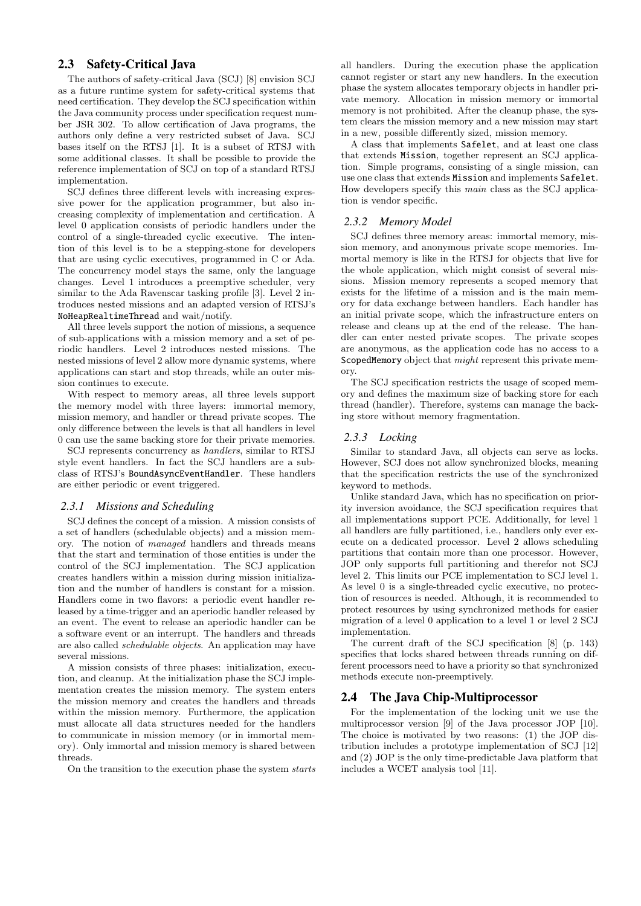## 2.3 Safety-Critical Java

The authors of safety-critical Java (SCJ) [8] envision SCJ as a future runtime system for safety-critical systems that need certification. They develop the SCJ specification within the Java community process under specification request number JSR 302. To allow certification of Java programs, the authors only define a very restricted subset of Java. SCJ bases itself on the RTSJ [1]. It is a subset of RTSJ with some additional classes. It shall be possible to provide the reference implementation of SCJ on top of a standard RTSJ implementation.

SCJ defines three different levels with increasing expressive power for the application programmer, but also increasing complexity of implementation and certification. A level 0 application consists of periodic handlers under the control of a single-threaded cyclic executive. The intention of this level is to be a stepping-stone for developers that are using cyclic executives, programmed in C or Ada. The concurrency model stays the same, only the language changes. Level 1 introduces a preemptive scheduler, very similar to the Ada Ravenscar tasking profile [3]. Level 2 introduces nested missions and an adapted version of RTSJ's `NoHeapRealtimeThread` and wait/notify.

All three levels support the notion of missions, a sequence of sub-applications with a mission memory and a set of periodic handlers. Level 2 introduces nested missions. The nested missions of level 2 allow more dynamic systems, where applications can start and stop threads, while an outer mission continues to execute.

With respect to memory areas, all three levels support the memory model with three layers: immortal memory, mission memory, and handler or thread private scopes. The only difference between the levels is that all handlers in level 0 can use the same backing store for their private memories.

SCJ represents concurrency as *handlers*, similar to RTSJ style event handlers. In fact the SCJ handlers are a subclass of RTSJ's `BoundAsyncEventHandler`. These handlers are either periodic or event triggered.

### 2.3.1 Missions and Scheduling

SCJ defines the concept of a mission. A mission consists of a set of handlers (schedulable objects) and a mission memory. The notion of *managed* handlers and threads means that the start and termination of those entities is under the control of the SCJ implementation. The SCJ application creates handlers within a mission during mission initialization and the number of handlers is constant for a mission. Handlers come in two flavors: a periodic event handler released by a time-trigger and an aperiodic handler released by an event. The event to release an aperiodic handler can be a software event or an interrupt. The handlers and threads are also called *schedulable objects*. An application may have several missions.

A mission consists of three phases: initialization, execution, and cleanup. At the initialization phase the SCJ implementation creates the mission memory. The system enters the mission memory and creates the handlers and threads within the mission memory. Furthermore, the application must allocate all data structures needed for the handlers to communicate in mission memory (or in immortal memory). Only immortal and mission memory is shared between threads.

On the transition to the execution phase the system *starts* all handlers. During the execution phase the application cannot register or start any new handlers. In the execution phase the system allocates temporary objects in handler private memory. Allocation in mission memory or immortal memory is not prohibited. After the cleanup phase, the system clears the mission memory and a new mission may start in a new, possible differently sized, mission memory.

A class that implements `Safelet`, and at least one class that extends `Mission`, together represent an SCJ application. Simple programs, consisting of a single mission, can use one class that extends `Mission` and implements `Safelet`. How developers specify this *main* class as the SCJ application is vendor specific.

### 2.3.2 Memory Model

SCJ defines three memory areas: immortal memory, mission memory, and anonymous private scope memories. Immortal memory is like in the RTSJ for objects that live for the whole application, which might consist of several missions. Mission memory represents a scoped memory that exists for the lifetime of a mission and is the main memory for data exchange between handlers. Each handler has an initial private scope, which the infrastructure enters on release and cleans up at the end of the release. The handler can enter nested private scopes. The private scopes are anonymous, as the application code has no access to a `ScopedMemory` object that *might* represent this private memory.

The SCJ specification restricts the usage of scoped memory and defines the maximum size of backing store for each thread (handler). Therefore, systems can manage the backing store without memory fragmentation.

### 2.3.3 Locking

Similar to standard Java, all objects can serve as locks. However, SCJ does not allow synchronized blocks, meaning that the specification restricts the use of the synchronized keyword to methods.

Unlike standard Java, which has no specification on priority inversion avoidance, the SCJ specification requires that all implementations support PCE. Additionally, for level 1 all handlers are fully partitioned, i.e., handlers only ever execute on a dedicated processor. Level 2 allows scheduling partitions that contain more than one processor. However, JOP only supports full partitioning and therefor not SCJ level 2. This limits our PCE implementation to SCJ level 1. As level 0 is a single-threaded cyclic executive, no protection of resources is needed. Although, it is recommended to protect resources by using synchronized methods for easier migration of a level 0 application to a level 1 or level 2 SCJ implementation.

The current draft of the SCJ specification [8] (p. 143) specifies that locks shared between threads running on different processors need to have a priority so that synchronized methods execute non-preemptively.

## 2.4 The Java Chip-Multiprocessor

For the implementation of the locking unit we use the multiprocessor version [9] of the Java processor JOP [10]. The choice is motivated by two reasons: (1) the JOP distribution includes a prototype implementation of SCJ [12] and (2) JOP is the only time-predictable Java platform that includes a WCET analysis tool [11].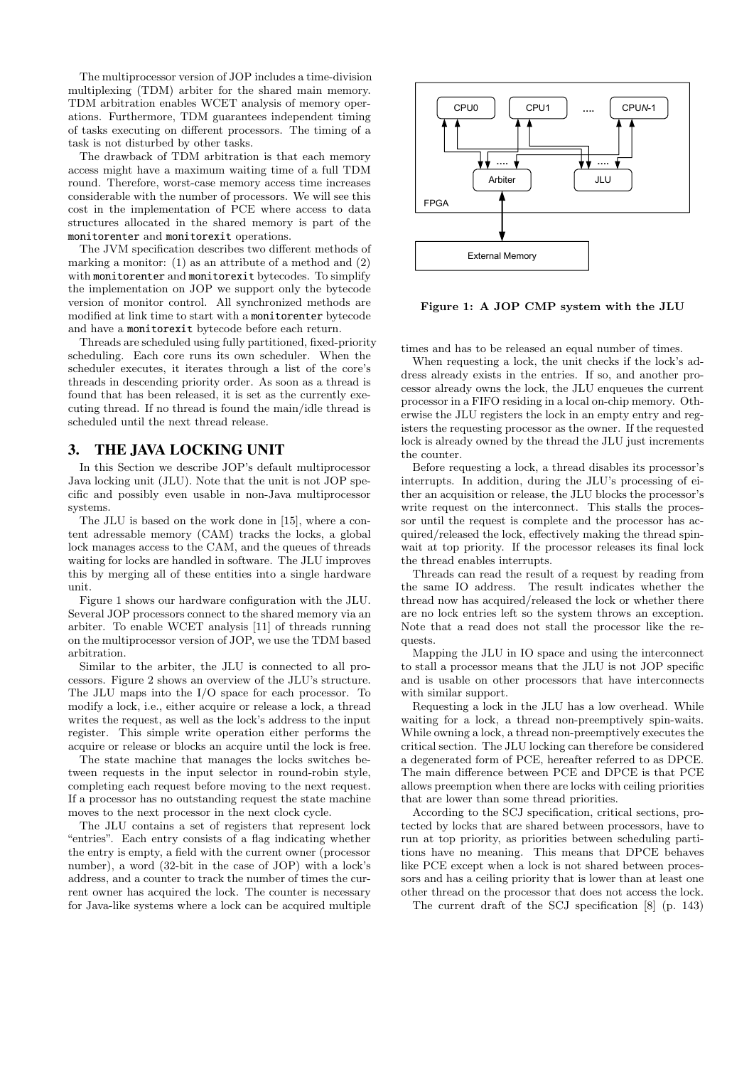The multiprocessor version of JOP includes a time-division multiplexing (TDM) arbiter for the shared main memory. TDM arbitration enables WCET analysis of memory operations. Furthermore, TDM guarantees independent timing of tasks executing on different processors. The timing of a task is not disturbed by other tasks.

The drawback of TDM arbitration is that each memory access might have a maximum waiting time of a full TDM round. Therefore, worst-case memory access time increases considerable with the number of processors. We will see this cost in the implementation of PCE where access to data structures allocated in the shared memory is part of the `monitorenter` and `monitorexit` operations.

The JVM specification describes two different methods of marking a monitor: (1) as an attribute of a method and (2) with `monitorenter` and `monitorexit` bytecodes. To simplify the implementation on JOP we support only the bytecode version of monitor control. All synchronized methods are modified at link time to start with a `monitorenter` bytecode and have a `monitorexit` bytecode before each return.

Threads are scheduled using fully partitioned, fixed-priority scheduling. Each core runs its own scheduler. When the scheduler executes, it iterates through a list of the core's threads in descending priority order. As soon as a thread is found that has been released, it is set as the currently executing thread. If no thread is found the main/idle thread is scheduled until the next thread release.

## 3. THE JAVA LOCKING UNIT

In this Section we describe JOP's default multiprocessor Java locking unit (JLU). Note that the unit is not JOP specific and possibly even usable in non-Java multiprocessor systems.

The JLU is based on the work done in [15], where a content adressable memory (CAM) tracks the locks, a global lock manages access to the CAM, and the queues of threads waiting for locks are handled in software. The JLU improves this by merging all of these entities into a single hardware unit.

Figure 1 shows our hardware configuration with the JLU. Several JOP processors connect to the shared memory via an arbiter. To enable WCET analysis [11] of threads running on the multiprocessor version of JOP, we use the TDM based arbitration.

Similar to the arbiter, the JLU is connected to all processors. Figure 2 shows an overview of the JLU's structure. The JLU maps into the I/O space for each processor. To modify a lock, i.e., either acquire or release a lock, a thread writes the request, as well as the lock's address to the input register. This simple write operation either performs the acquire or release or blocks an acquire until the lock is free.

The state machine that manages the locks switches between requests in the input selector in round-robin style, completing each request before moving to the next request. If a processor has no outstanding request the state machine moves to the next processor in the next clock cycle.

The JLU contains a set of registers that represent lock "entries". Each entry consists of a flag indicating whether the entry is empty, a field with the current owner (processor number), a word (32-bit in the case of JOP) with a lock's address, and a counter to track the number of times the current owner has acquired the lock. The counter is necessary for Java-like systems where a lock can be acquired multiple times and has to be released an equal number of times.

**Figure 1: A JOP CMP system with the JLU**

When requesting a lock, the unit checks if the lock's address already exists in the entries. If so, and another processor already owns the lock, the JLU enqueues the current processor in a FIFO residing in a local on-chip memory. Otherwise the JLU registers the lock in an empty entry and registers the requesting processor as the owner. If the requested lock is already owned by the thread the JLU just increments the counter.

Before requesting a lock, a thread disables its processor's interrupts. In addition, during the JLU's processing of either an acquisition or release, the JLU blocks the processor's write request on the interconnect. This stalls the processor until the request is complete and the processor has acquired/released the lock, effectively making the thread spin-wait at top priority. If the processor releases its final lock the thread enables interrupts.

Threads can read the result of a request by reading from the same IO address. The result indicates whether the thread now has acquired/released the lock or whether there are no lock entries left so the system throws an exception. Note that a read does not stall the processor like the requests.

Mapping the JLU in IO space and using the interconnect to stall a processor means that the JLU is not JOP specific and is usable on other processors that have interconnects with similar support.

Requesting a lock in the JLU has a low overhead. While waiting for a lock, a thread non-preemptively spin-waits. While owning a lock, a thread non-preemptively executes the critical section. The JLU locking can therefore be considered a degenerated form of PCE, hereafter referred to as DPCE. The main difference between PCE and DPCE is that PCE allows preemption when there are locks with ceiling priorities that are lower than some thread priorities.

According to the SCJ specification, critical sections, protected by locks that are shared between processors, have to run at top priority, as priorities between scheduling partitions have no meaning. This means that DPCE behaves like PCE except when a lock is not shared between processors and has a ceiling priority that is lower than at least one other thread on the processor that does not access the lock.

The current draft of the SCJ specification [8] (p. 143)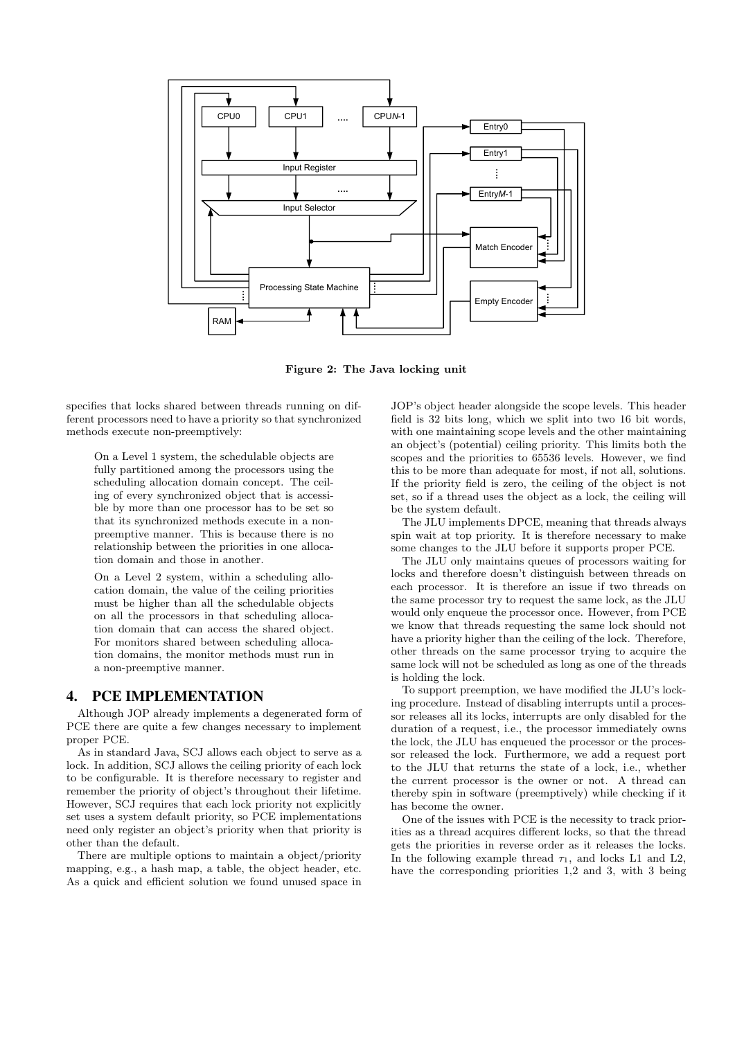**Figure 2: The Java locking unit**

specifies that locks shared between threads running on different processors need to have a priority so that synchronized methods execute non-preemptively:

> On a Level 1 system, the schedulable objects are fully partitioned among the processors using the scheduling allocation domain concept. The ceiling of every synchronized object that is accessible by more than one processor has to be set so that its synchronized methods execute in a non-preemptive manner. This is because there is no relationship between the priorities in one allocation domain and those in another.
>
> On a Level 2 system, within a scheduling allocation domain, the value of the ceiling priorities must be higher than all the schedulable objects on all the processors in that scheduling allocation domain that can access the shared object. For monitors shared between scheduling allocation domains, the monitor methods must run in a non-preemptive manner.

## 4. PCE IMPLEMENTATION

Although JOP already implements a degenerated form of PCE there are quite a few changes necessary to implement proper PCE.

As in standard Java, SCJ allows each object to serve as a lock. In addition, SCJ allows the ceiling priority of each lock to be configurable. It is therefore necessary to register and remember the priority of object's throughout their lifetime. However, SCJ requires that each lock priority not explicitly set uses a system default priority, so PCE implementations need only register an object's priority when that priority is other than the default.

There are multiple options to maintain a object/priority mapping, e.g., a hash map, a table, the object header, etc. As a quick and efficient solution we found unused space in JOP's object header alongside the scope levels. This header field is 32 bits long, which we split into two 16 bit words, with one maintaining scope levels and the other maintaining an object's (potential) ceiling priority. This limits both the scopes and the priorities to 65536 levels. However, we find this to be more than adequate for most, if not all, solutions. If the priority field is zero, the ceiling of the object is not set, so if a thread uses the object as a lock, the ceiling will be the system default.

The JLU implements DPCE, meaning that threads always spin wait at top priority. It is therefore necessary to make some changes to the JLU before it supports proper PCE.

The JLU only maintains queues of processors waiting for locks and therefore doesn't distinguish between threads on each processor. It is therefore an issue if two threads on the same processor try to request the same lock, as the JLU would only enqueue the processor once. However, from PCE we know that threads requesting the same lock should not have a priority higher than the ceiling of the lock. Therefore, other threads on the same processor trying to acquire the same lock will not be scheduled as long as one of the threads is holding the lock.

To support preemption, we have modified the JLU's locking procedure. Instead of disabling interrupts until a processor releases all its locks, interrupts are only disabled for the duration of a request, i.e., the processor immediately owns the lock, the JLU has enqueued the processor or the processor released the lock. Furthermore, we add a request port to the JLU that returns the state of a lock, i.e., whether the current processor is the owner or not. A thread can thereby spin in software (preemptively) while checking if it has become the owner.

One of the issues with PCE is the necessity to track priorities as a thread acquires different locks, so that the thread gets the priorities in reverse order as it releases the locks. In the following example thread $\tau_1$, and locks L1 and L2, have the corresponding priorities 1,2 and 3, with 3 being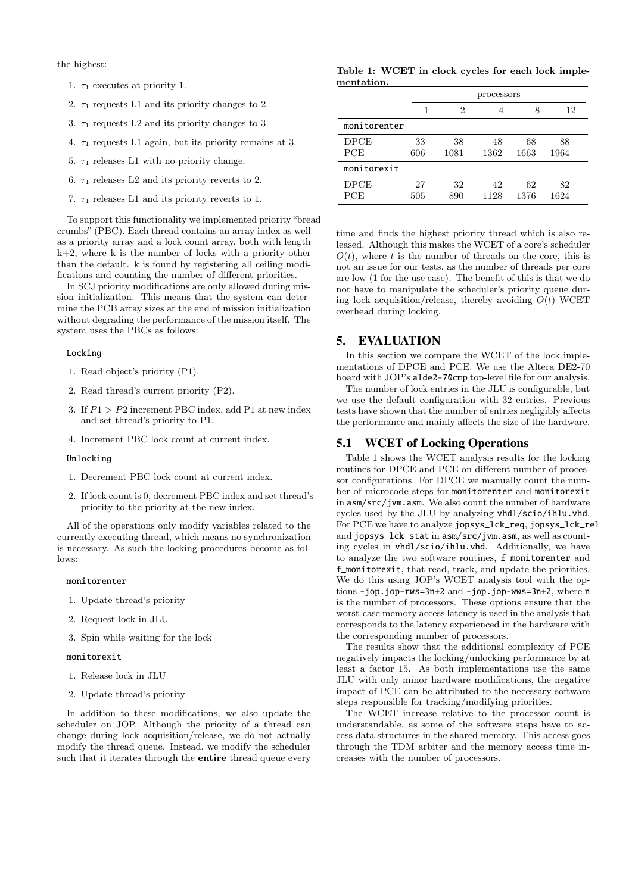the highest:

1. $\tau_1$ executes at priority 1.
2. $\tau_1$ requests L1 and its priority changes to 2.
3. $\tau_1$ requests L2 and its priority changes to 3.
4. $\tau_1$ requests L1 again, but its priority remains at 3.
5. $\tau_1$ releases L1 with no priority change.
6. $\tau_1$ releases L2 and its priority reverts to 2.
7. $\tau_1$ releases L1 and its priority reverts to 1.

To support this functionality we implemented priority "bread crumbs" (PBC). Each thread contains an array index as well as a priority array and a lock count array, both with length k+2, where k is the number of locks with a priority other than the default. k is found by registering all ceiling modifications and counting the number of different priorities.

In SCJ priority modifications are only allowed during mission initialization. This means that the system can determine the PCB array sizes at the end of mission initialization without degrading the performance of the mission itself. The system uses the PBCs as follows:

`Locking`

1. Read object's priority (P1).
2. Read thread's current priority (P2).
3. If $P1 > P2$ increment PBC index, add P1 at new index and set thread's priority to P1.
4. Increment PBC lock count at current index.

`Unlocking`

1. Decrement PBC lock count at current index.
2. If lock count is 0, decrement PBC index and set thread's priority to the priority at the new index.

All of the operations only modify variables related to the currently executing thread, which means no synchronization is necessary. As such the locking procedures become as follows:

`monitorenter`

1. Update thread's priority
2. Request lock in JLU
3. Spin while waiting for the lock

`monitorexit`

1. Release lock in JLU
2. Update thread's priority

In addition to these modifications, we also update the scheduler on JOP. Although the priority of a thread can change during lock acquisition/release, we do not actually modify the thread queue. Instead, we modify the scheduler such that it iterates through the **entire** thread queue every time and finds the highest priority thread which is also released. Although this makes the WCET of a core's scheduler $O(t)$, where $t$ is the number of threads on the core, this is not an issue for our tests, as the number of threads per core are low (1 for the use case). The benefit of this is that we do not have to manipulate the scheduler's priority queue during lock acquisition/release, thereby avoiding $O(t)$ WCET overhead during locking.

**Table 1: WCET in clock cycles for each lock implementation.**

| | processors | | | | |
|---|---|---|---|---|---|
| | 1 | 2 | 4 | 8 | 12 |
| `monitorenter` | | | | | |
| DPCE | 33 | 38 | 48 | 68 | 88 |
| PCE | 606 | 1081 | 1362 | 1663 | 1964 |
| `monitorexit` | | | | | |
| DPCE | 27 | 32 | 42 | 62 | 82 |
| PCE | 505 | 890 | 1128 | 1376 | 1624 |

## 5. EVALUATION

In this section we compare the WCET of the lock implementations of DPCE and PCE. We use the Altera DE2-70 board with JOP's `alde2-70cmp` top-level file for our analysis.

The number of lock entries in the JLU is configurable, but we use the default configuration with 32 entries. Previous tests have shown that the number of entries negligibly affects the performance and mainly affects the size of the hardware.

### 5.1 WCET of Locking Operations

Table 1 shows the WCET analysis results for the locking routines for DPCE and PCE on different number of processor configurations. For DPCE we manually count the number of microcode steps for `monitorenter` and `monitorexit` in `asm/src/jvm.asm`. We also count the number of hardware cycles used by the JLU by analyzing `vhdl/scio/ihlu.vhd`. For PCE we have to analyze `jopsys_lck_req`, `jopsys_lck_rel` and `jopsys_lck_stat` in `asm/src/jvm.asm`, as well as counting cycles in `vhdl/scio/ihlu.vhd`. Additionally, we have to analyze the two software routines, `f_monitorenter` and `f_monitorexit`, that read, track, and update the priorities. We do this using JOP's WCET analysis tool with the options `-jop.jop-rws=3n+2` and `-jop.jop-wws=3n+2`, where `n` is the number of processors. These options ensure that the worst-case memory access latency is used in the analysis that corresponds to the latency experienced in the hardware with the corresponding number of processors.

The results show that the additional complexity of PCE negatively impacts the locking/unlocking performance by at least a factor 15. As both implementations use the same JLU with only minor hardware modifications, the negative impact of PCE can be attributed to the necessary software steps responsible for tracking/modifying priorities.

The WCET increase relative to the processor count is understandable, as some of the software steps have to access data structures in the shared memory. This access goes through the TDM arbiter and the memory access time increases with the number of processors.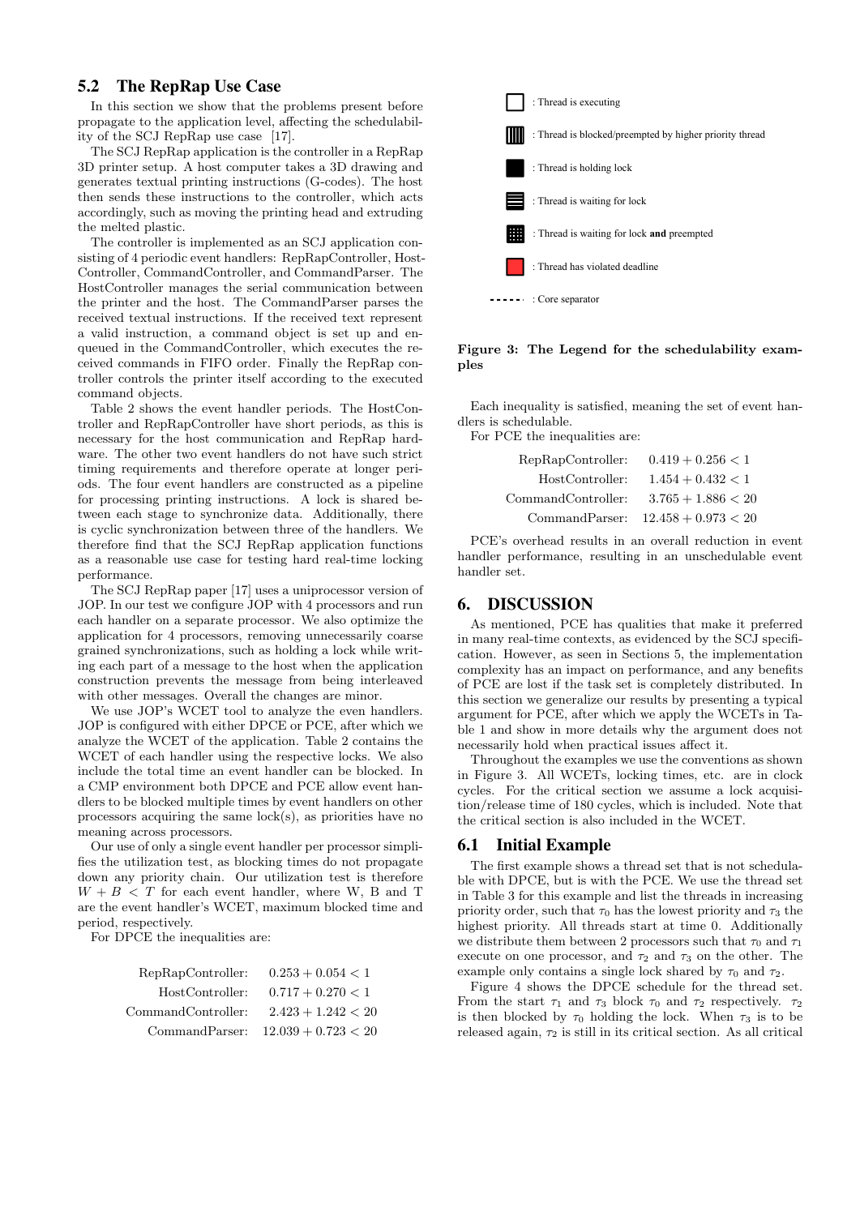## 5.2 The RepRap Use Case

In this section we show that the problems present before propagate to the application level, affecting the schedulability of the SCJ RepRap use case [17].

The SCJ RepRap application is the controller in a RepRap 3D printer setup. A host computer takes a 3D drawing and generates textual printing instructions (G-codes). The host then sends these instructions to the controller, which acts accordingly, such as moving the printing head and extruding the melted plastic.

The controller is implemented as an SCJ application consisting of 4 periodic event handlers: RepRapController, HostController, CommandController, and CommandParser. The HostController manages the serial communication between the printer and the host. The CommandParser parses the received textual instructions. If the received text represent a valid instruction, a command object is set up and enqueued in the CommandController, which executes the received commands in FIFO order. Finally the RepRap controller controls the printer itself according to the executed command objects.

Table 2 shows the event handler periods. The HostController and RepRapController have short periods, as this is necessary for the host communication and RepRap hardware. The other two event handlers do not have such strict timing requirements and therefore operate at longer periods. The four event handlers are constructed as a pipeline for processing printing instructions. A lock is shared between each stage to synchronize data. Additionally, there is cyclic synchronization between three of the handlers. We therefore find that the SCJ RepRap application functions as a reasonable use case for testing hard real-time locking performance.

The SCJ RepRap paper [17] uses a uniprocessor version of JOP. In our test we configure JOP with 4 processors and run each handler on a separate processor. We also optimize the application for 4 processors, removing unnecessarily coarse grained synchronizations, such as holding a lock while writing each part of a message to the host when the application construction prevents the message from being interleaved with other messages. Overall the changes are minor.

We use JOP's WCET tool to analyze the even handlers. JOP is configured with either DPCE or PCE, after which we analyze the WCET of the application. Table 2 contains the WCET of each handler using the respective locks. We also include the total time an event handler can be blocked. In a CMP environment both DPCE and PCE allow event handlers to be blocked multiple times by event handlers on other processors acquiring the same lock(s), as priorities have no meaning across processors.

Our use of only a single event handler per processor simplifies the utilization test, as blocking times do not propagate down any priority chain. Our utilization test is therefore $W + B < T$ for each event handler, where W, B and T are the event handler's WCET, maximum blocked time and period, respectively.

For DPCE the inequalities are:

$$
\begin{aligned}
\text{RepRapController:} \quad & 0.253 + 0.054 < 1 \\
\text{HostController:} \quad & 0.717 + 0.270 < 1 \\
\text{CommandController:} \quad & 2.423 + 1.242 < 20 \\
\text{CommandParser:} \quad & 12.039 + 0.723 < 20
\end{aligned}
$$

Each inequality is satisfied, meaning the set of event handlers is schedulable.

For PCE the inequalities are:

$$
\begin{aligned}
\text{RepRapController:} \quad & 0.419 + 0.256 < 1 \\
\text{HostController:} \quad & 1.454 + 0.432 < 1 \\
\text{CommandController:} \quad & 3.765 + 1.886 < 20 \\
\text{CommandParser:} \quad & 12.458 + 0.973 < 20
\end{aligned}
$$

PCE's overhead results in an overall reduction in event handler performance, resulting in an unschedulable event handler set.

: Thread is executing

: Thread is blocked/preempted by higher priority thread

: Thread is holding lock

: Thread is waiting for lock

: Thread is waiting for lock **and** preempted

: Thread has violated deadline

: Core separator

**Figure 3: The Legend for the schedulability examples**

# 6. DISCUSSION

As mentioned, PCE has qualities that make it preferred in many real-time contexts, as evidenced by the SCJ specification. However, as seen in Sections 5, the implementation complexity has an impact on performance, and any benefits of PCE are lost if the task set is completely distributed. In this section we generalize our results by presenting a typical argument for PCE, after which we apply the WCETs in Table 1 and show in more details why the argument does not necessarily hold when practical issues affect it.

Throughout the examples we use the conventions as shown in Figure 3. All WCETs, locking times, etc. are in clock cycles. For the critical section we assume a lock acquisition/release time of 180 cycles, which is included. Note that the critical section is also included in the WCET.

## 6.1 Initial Example

The first example shows a thread set that is not schedulable with DPCE, but is with the PCE. We use the thread set in Table 3 for this example and list the threads in increasing priority order, such that $\tau_0$ has the lowest priority and $\tau_3$ the highest priority. All threads start at time 0. Additionally we distribute them between 2 processors such that $\tau_0$ and $\tau_1$ execute on one processor, and $\tau_2$ and $\tau_3$ on the other. The example only contains a single lock shared by $\tau_0$ and $\tau_2$.

Figure 4 shows the DPCE schedule for the thread set. From the start $\tau_1$ and $\tau_3$ block $\tau_0$ and $\tau_2$ respectively. $\tau_2$ is then blocked by $\tau_0$ holding the lock. When $\tau_3$ is to be released again, $\tau_2$ is still in its critical section. As all critical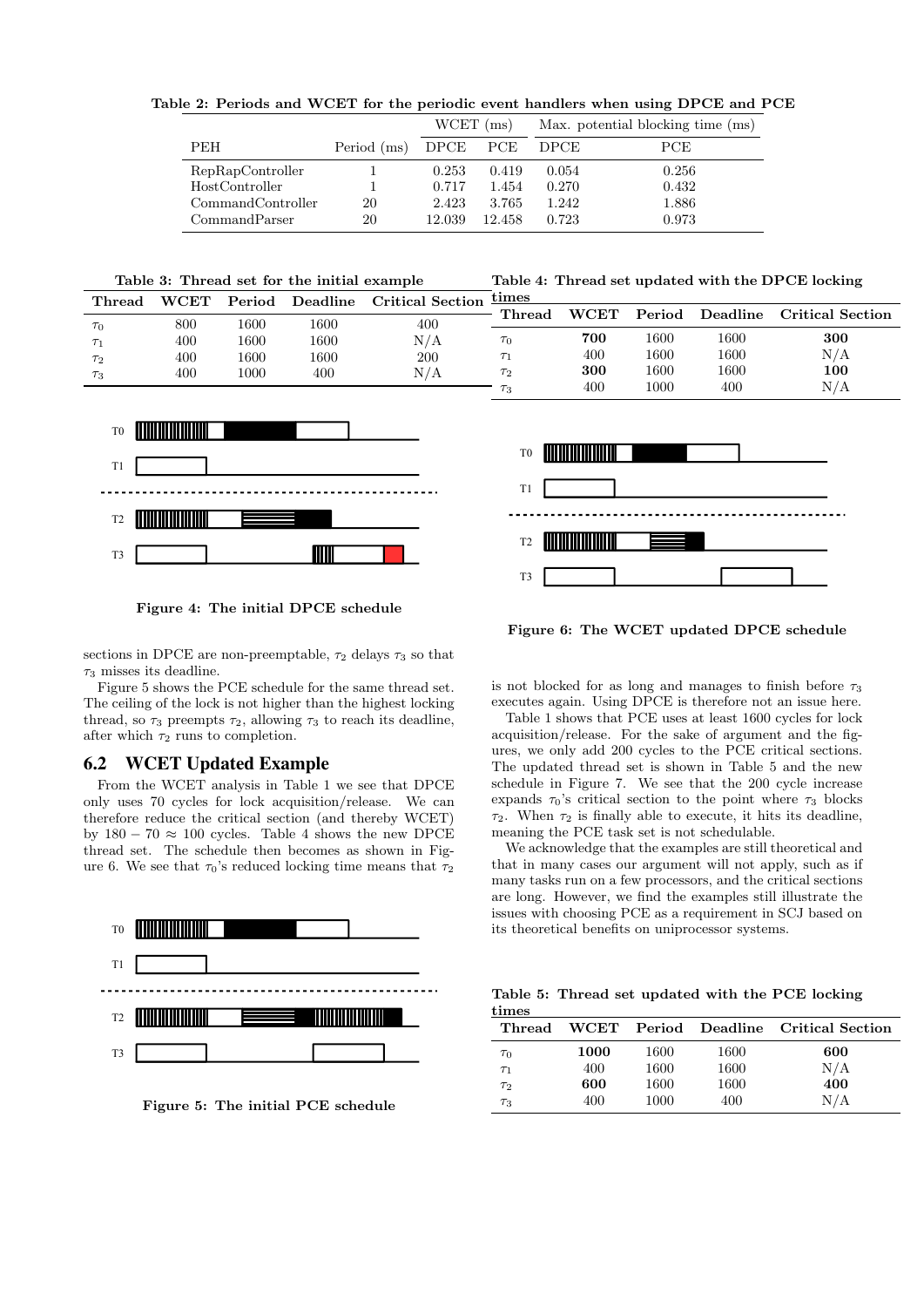**Table 2: Periods and WCET for the periodic event handlers when using DPCE and PCE**

| PEH | Period (ms) | WCET (ms) | | Max. potential blocking time (ms) | |
|---|---|---|---|---|---|
| | | DPCE | PCE | DPCE | PCE |
| RepRapController | 1 | 0.253 | 0.419 | 0.054 | 0.256 |
| HostController | 1 | 0.717 | 1.454 | 0.270 | 0.432 |
| CommandController | 20 | 2.423 | 3.765 | 1.242 | 1.886 |
| CommandParser | 20 | 12.039 | 12.458 | 0.723 | 0.973 |

**Table 3: Thread set for the initial example**

| Thread | WCET | Period | Deadline | Critical Section |
|---|---|---|---|---|
| $\tau_0$ | 800 | 1600 | 1600 | 400 |
| $\tau_1$ | 400 | 1600 | 1600 | N/A |
| $\tau_2$ | 400 | 1600 | 1600 | 200 |
| $\tau_3$ | 400 | 1000 | 400 | N/A |

Figure 4: The initial DPCE schedule

sections in DPCE are non-preemptable, $\tau_2$ delays $\tau_3$ so that $\tau_3$ misses its deadline.

Figure 5 shows the PCE schedule for the same thread set. The ceiling of the lock is not higher than the highest locking thread, so $\tau_3$ preempts $\tau_2$, allowing $\tau_3$ to reach its deadline, after which $\tau_2$ runs to completion.

## 6.2 WCET Updated Example

From the WCET analysis in Table 1 we see that DPCE only uses 70 cycles for lock acquisition/release. We can therefore reduce the critical section (and thereby WCET) by $180 - 70 \approx 100$ cycles. Table 4 shows the new DPCE thread set. The schedule then becomes as shown in Figure 6. We see that $\tau_0$'s reduced locking time means that $\tau_2$ is not blocked for as long and manages to finish before $\tau_3$ executes again. Using DPCE is therefore not an issue here.

Figure 5: The initial PCE schedule

**Table 4: Thread set updated with the DPCE locking times**

| Thread | WCET | Period | Deadline | Critical Section |
|---|---|---|---|---|
| $\tau_0$ | **700** | 1600 | 1600 | **300** |
| $\tau_1$ | 400 | 1600 | 1600 | N/A |
| $\tau_2$ | **300** | 1600 | 1600 | **100** |
| $\tau_3$ | 400 | 1000 | 400 | N/A |

Figure 6: The WCET updated DPCE schedule

Table 1 shows that PCE uses at least 1600 cycles for lock acquisition/release. For the sake of argument and the figures, we only add 200 cycles to the PCE critical sections. The updated thread set is shown in Table 5 and the new schedule in Figure 7. We see that the 200 cycle increase expands $\tau_0$'s critical section to the point where $\tau_3$ blocks $\tau_2$. When $\tau_2$ is finally able to execute, it hits its deadline, meaning the PCE task set is not schedulable.

We acknowledge that the examples are still theoretical and that in many cases our argument will not apply, such as if many tasks run on a few processors, and the critical sections are long. However, we find the examples still illustrate the issues with choosing PCE as a requirement in SCJ based on its theoretical benefits on uniprocessor systems.

**Table 5: Thread set updated with the PCE locking times**

| Thread | WCET | Period | Deadline | Critical Section |
|---|---|---|---|---|
| $\tau_0$ | **1000** | 1600 | 1600 | **600** |
| $\tau_1$ | 400 | 1600 | 1600 | N/A |
| $\tau_2$ | **600** | 1600 | 1600 | **400** |
| $\tau_3$ | 400 | 1000 | 400 | N/A |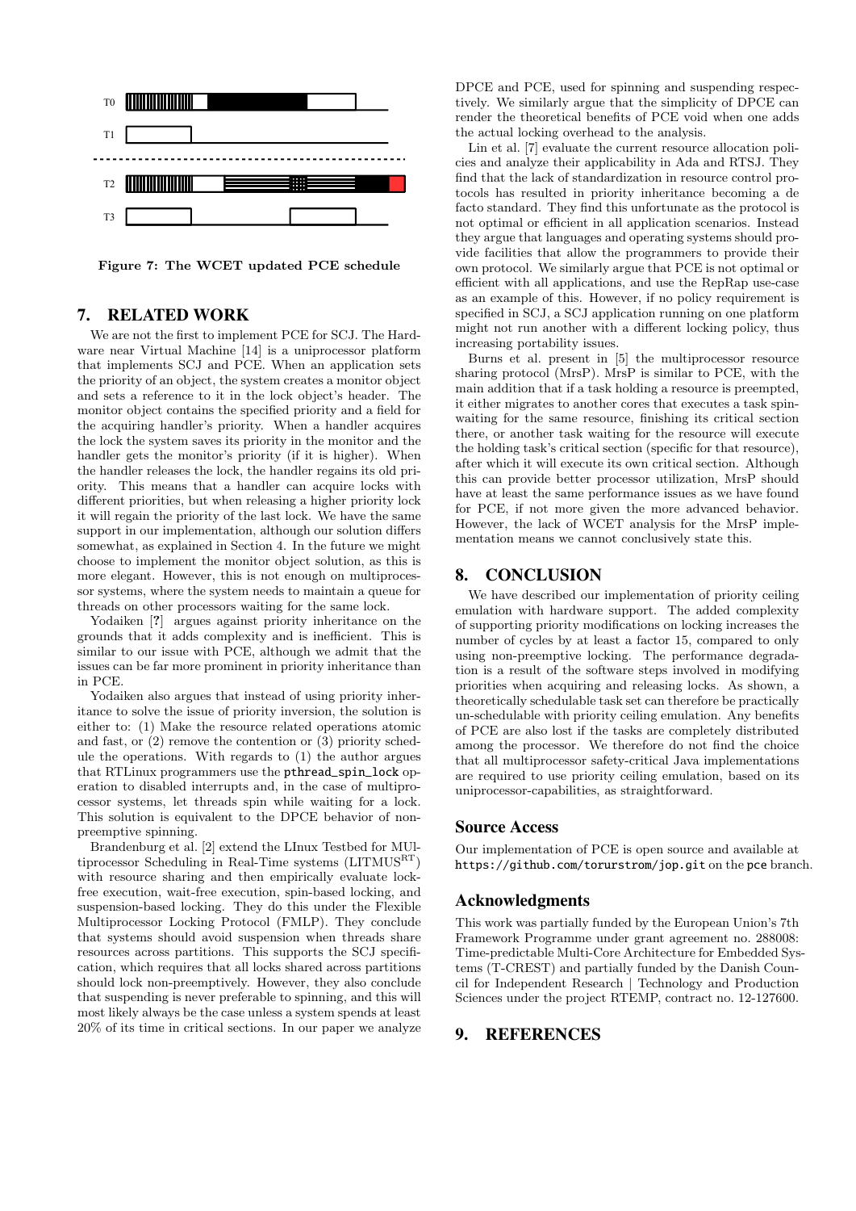T0

T1

T2

T3

**Figure 7: The WCET updated PCE schedule**

## 7. RELATED WORK

We are not the first to implement PCE for SCJ. The Hardware near Virtual Machine [14] is a uniprocessor platform that implements SCJ and PCE. When an application sets the priority of an object, the system creates a monitor object and sets a reference to it in the lock object's header. The monitor object contains the specified priority and a field for the acquiring handler's priority. When a handler acquires the lock the system saves its priority in the monitor and the handler gets the monitor's priority (if it is higher). When the handler releases the lock, the handler regains its old priority. This means that a handler can acquire locks with different priorities, but when releasing a higher priority lock it will regain the priority of the last lock. We have the same support in our implementation, although our solution differs somewhat, as explained in Section 4. In the future we might choose to implement the monitor object solution, as this is more elegant. However, this is not enough on multiprocessor systems, where the system needs to maintain a queue for threads on other processors waiting for the same lock.

Yodaiken [?] argues against priority inheritance on the grounds that it adds complexity and is inefficient. This is similar to our issue with PCE, although we admit that the issues can be far more prominent in priority inheritance than in PCE.

Yodaiken also argues that instead of using priority inheritance to solve the issue of priority inversion, the solution is either to: (1) Make the resource related operations atomic and fast, or (2) remove the contention or (3) priority schedule the operations. With regards to (1) the author argues that RTLinux programmers use the `pthread_spin_lock` operation to disabled interrupts and, in the case of multiprocessor systems, let threads spin while waiting for a lock. This solution is equivalent to the DPCE behavior of non-preemptive spinning.

Brandenburg et al. [2] extend the LInux Testbed for MUltiprocessor Scheduling in Real-Time systems (LITMUS$^{\text{RT}}$) with resource sharing and then empirically evaluate lock-free execution, wait-free execution, spin-based locking, and suspension-based locking. They do this under the Flexible Multiprocessor Locking Protocol (FMLP). They conclude that systems should avoid suspension when threads share resources across partitions. This supports the SCJ specification, which requires that all locks shared across partitions should lock non-preemptively. However, they also conclude that suspending is never preferable to spinning, and this will most likely always be the case unless a system spends at least 20% of its time in critical sections. In our paper we analyze DPCE and PCE, used for spinning and suspending respectively. We similarly argue that the simplicity of DPCE can render the theoretical benefits of PCE void when one adds the actual locking overhead to the analysis.

Lin et al. [7] evaluate the current resource allocation policies and analyze their applicability in Ada and RTSJ. They find that the lack of standardization in resource control protocols has resulted in priority inheritance becoming a de facto standard. They find this unfortunate as the protocol is not optimal or efficient in all application scenarios. Instead they argue that languages and operating systems should provide facilities that allow the programmers to provide their own protocol. We similarly argue that PCE is not optimal or efficient with all applications, and use the RepRap use-case as an example of this. However, if no policy requirement is specified in SCJ, a SCJ application running on one platform might not run another with a different locking policy, thus increasing portability issues.

Burns et al. present in [5] the multiprocessor resource sharing protocol (MrsP). MrsP is similar to PCE, with the main addition that if a task holding a resource is preempted, it either migrates to another cores that executes a task spin-waiting for the same resource, finishing its critical section there, or another task waiting for the resource will execute the holding task's critical section (specific for that resource), after which it will execute its own critical section. Although this can provide better processor utilization, MrsP should have at least the same performance issues as we have found for PCE, if not more given the more advanced behavior. However, the lack of WCET analysis for the MrsP implementation means we cannot conclusively state this.

## 8. CONCLUSION

We have described our implementation of priority ceiling emulation with hardware support. The added complexity of supporting priority modifications on locking increases the number of cycles by at least a factor 15, compared to only using non-preemptive locking. The performance degradation is a result of the software steps involved in modifying priorities when acquiring and releasing locks. As shown, a theoretically schedulable task set can therefore be practically un-schedulable with priority ceiling emulation. Any benefits of PCE are also lost if the tasks are completely distributed among the processor. We therefore do not find the choice that all multiprocessor safety-critical Java implementations are required to use priority ceiling emulation, based on its uniprocessor-capabilities, as straightforward.

## Source Access

Our implementation of PCE is open source and available at `https://github.com/torurstrom/jop.git` on the `pce` branch.

## Acknowledgments

This work was partially funded by the European Union's 7th Framework Programme under grant agreement no. 288008: Time-predictable Multi-Core Architecture for Embedded Systems (T-CREST) and partially funded by the Danish Council for Independent Research | Technology and Production Sciences under the project RTEMP, contract no. 12-127600.

## 9. REFERENCES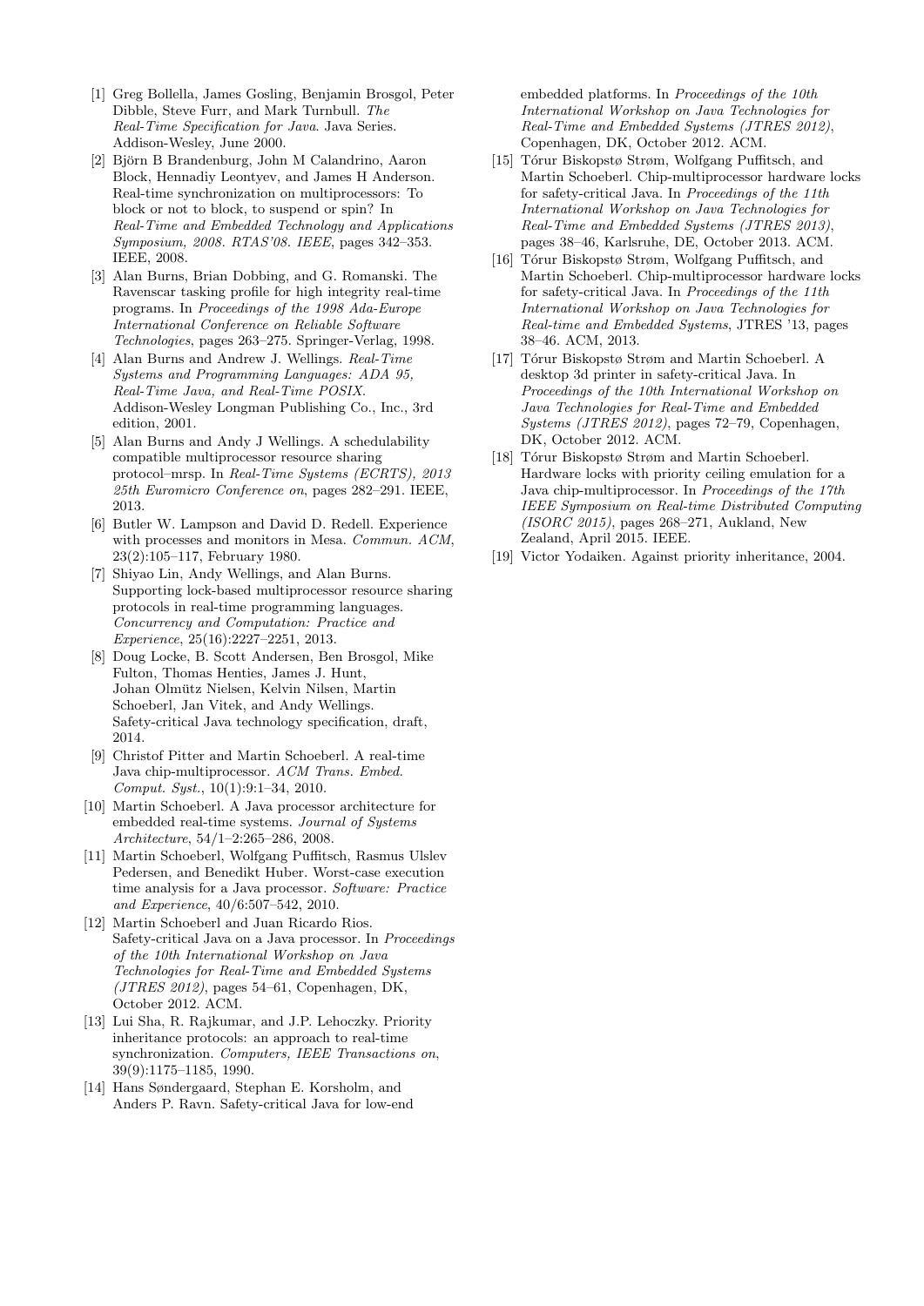[1] Greg Bollella, James Gosling, Benjamin Brosgol, Peter Dibble, Steve Furr, and Mark Turnbull. *The Real-Time Specification for Java*. Java Series. Addison-Wesley, June 2000.

[2] Björn B Brandenburg, John M Calandrino, Aaron Block, Hennadiy Leontyev, and James H Anderson. Real-time synchronization on multiprocessors: To block or not to block, to suspend or spin? In *Real-Time and Embedded Technology and Applications Symposium, 2008. RTAS'08. IEEE*, pages 342–353. IEEE, 2008.

[3] Alan Burns, Brian Dobbing, and G. Romanski. The Ravenscar tasking profile for high integrity real-time programs. In *Proceedings of the 1998 Ada-Europe International Conference on Reliable Software Technologies*, pages 263–275. Springer-Verlag, 1998.

[4] Alan Burns and Andrew J. Wellings. *Real-Time Systems and Programming Languages: ADA 95, Real-Time Java, and Real-Time POSIX.* Addison-Wesley Longman Publishing Co., Inc., 3rd edition, 2001.

[5] Alan Burns and Andy J Wellings. A schedulability compatible multiprocessor resource sharing protocol–mrsp. In *Real-Time Systems (ECRTS), 2013 25th Euromicro Conference on*, pages 282–291. IEEE, 2013.

[6] Butler W. Lampson and David D. Redell. Experience with processes and monitors in Mesa. *Commun. ACM*, 23(2):105–117, February 1980.

[7] Shiyao Lin, Andy Wellings, and Alan Burns. Supporting lock-based multiprocessor resource sharing protocols in real-time programming languages. *Concurrency and Computation: Practice and Experience*, 25(16):2227–2251, 2013.

[8] Doug Locke, B. Scott Andersen, Ben Brosgol, Mike Fulton, Thomas Henties, James J. Hunt, Johan Olmütz Nielsen, Kelvin Nilsen, Martin Schoeberl, Jan Vitek, and Andy Wellings. Safety-critical Java technology specification, draft, 2014.

[9] Christof Pitter and Martin Schoeberl. A real-time Java chip-multiprocessor. *ACM Trans. Embed. Comput. Syst.*, 10(1):9:1–34, 2010.

[10] Martin Schoeberl. A Java processor architecture for embedded real-time systems. *Journal of Systems Architecture*, 54/1–2:265–286, 2008.

[11] Martin Schoeberl, Wolfgang Puffitsch, Rasmus Ulslev Pedersen, and Benedikt Huber. Worst-case execution time analysis for a Java processor. *Software: Practice and Experience*, 40/6:507–542, 2010.

[12] Martin Schoeberl and Juan Ricardo Rios. Safety-critical Java on a Java processor. In *Proceedings of the 10th International Workshop on Java Technologies for Real-Time and Embedded Systems (JTRES 2012)*, pages 54–61, Copenhagen, DK, October 2012. ACM.

[13] Lui Sha, R. Rajkumar, and J.P. Lehoczky. Priority inheritance protocols: an approach to real-time synchronization. *Computers, IEEE Transactions on*, 39(9):1175–1185, 1990.

[14] Hans Søndergaard, Stephan E. Korsholm, and Anders P. Ravn. Safety-critical Java for low-end embedded platforms. In *Proceedings of the 10th International Workshop on Java Technologies for Real-Time and Embedded Systems (JTRES 2012)*, Copenhagen, DK, October 2012. ACM.

[15] Tórur Biskopstø Strøm, Wolfgang Puffitsch, and Martin Schoeberl. Chip-multiprocessor hardware locks for safety-critical Java. In *Proceedings of the 11th International Workshop on Java Technologies for Real-Time and Embedded Systems (JTRES 2013)*, pages 38–46, Karlsruhe, DE, October 2013. ACM.

[16] Tórur Biskopstø Strøm, Wolfgang Puffitsch, and Martin Schoeberl. Chip-multiprocessor hardware locks for safety-critical Java. In *Proceedings of the 11th International Workshop on Java Technologies for Real-time and Embedded Systems*, JTRES '13, pages 38–46. ACM, 2013.

[17] Tórur Biskopstø Strøm and Martin Schoeberl. A desktop 3d printer in safety-critical Java. In *Proceedings of the 10th International Workshop on Java Technologies for Real-Time and Embedded Systems (JTRES 2012)*, pages 72–79, Copenhagen, DK, October 2012. ACM.

[18] Tórur Biskopstø Strøm and Martin Schoeberl. Hardware locks with priority ceiling emulation for a Java chip-multiprocessor. In *Proceedings of the 17th IEEE Symposium on Real-time Distributed Computing (ISORC 2015)*, pages 268–271, Aukland, New Zealand, April 2015. IEEE.

[19] Victor Yodaiken. Against priority inheritance, 2004.